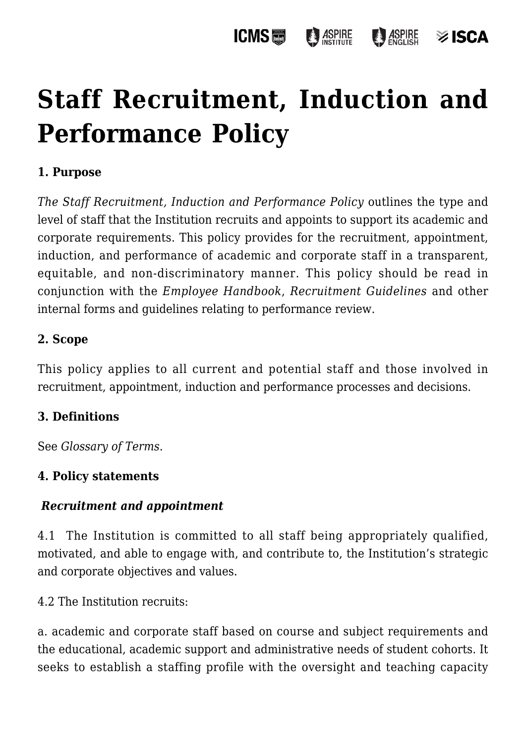# Staff Recruitment, Induction and Performance Policy

**1. Purpose**

*The Staff Recruitment, Induction and Performance Policy* outlines the type and level of staff that the Institution recruits and appoints to support its academic and corporate requirements. This policy provides for the recruitment, appointment, induction, and performance of academic and corporate staff in a transparent, equitable, and non-discriminatory manner. This policy should be read in conjunction with the *Employee Handbook*, *Recruitment Guidelines* and other internal forms and guidelines relating to performance review.

**2. Scope**

This policy applies to all current and potential staff and those involved in recruitment, appointment, induction and performance processes and decisions.

**3. Definitions**

See *Glossary of Terms*.

**4. Policy statements**

***Recruitment and appointment***

4.1 The Institution is committed to all staff being appropriately qualified, motivated, and able to engage with, and contribute to, the Institution's strategic and corporate objectives and values.

4.2 The Institution recruits:

a. academic and corporate staff based on course and subject requirements and the educational, academic support and administrative needs of student cohorts. It seeks to establish a staffing profile with the oversight and teaching capacity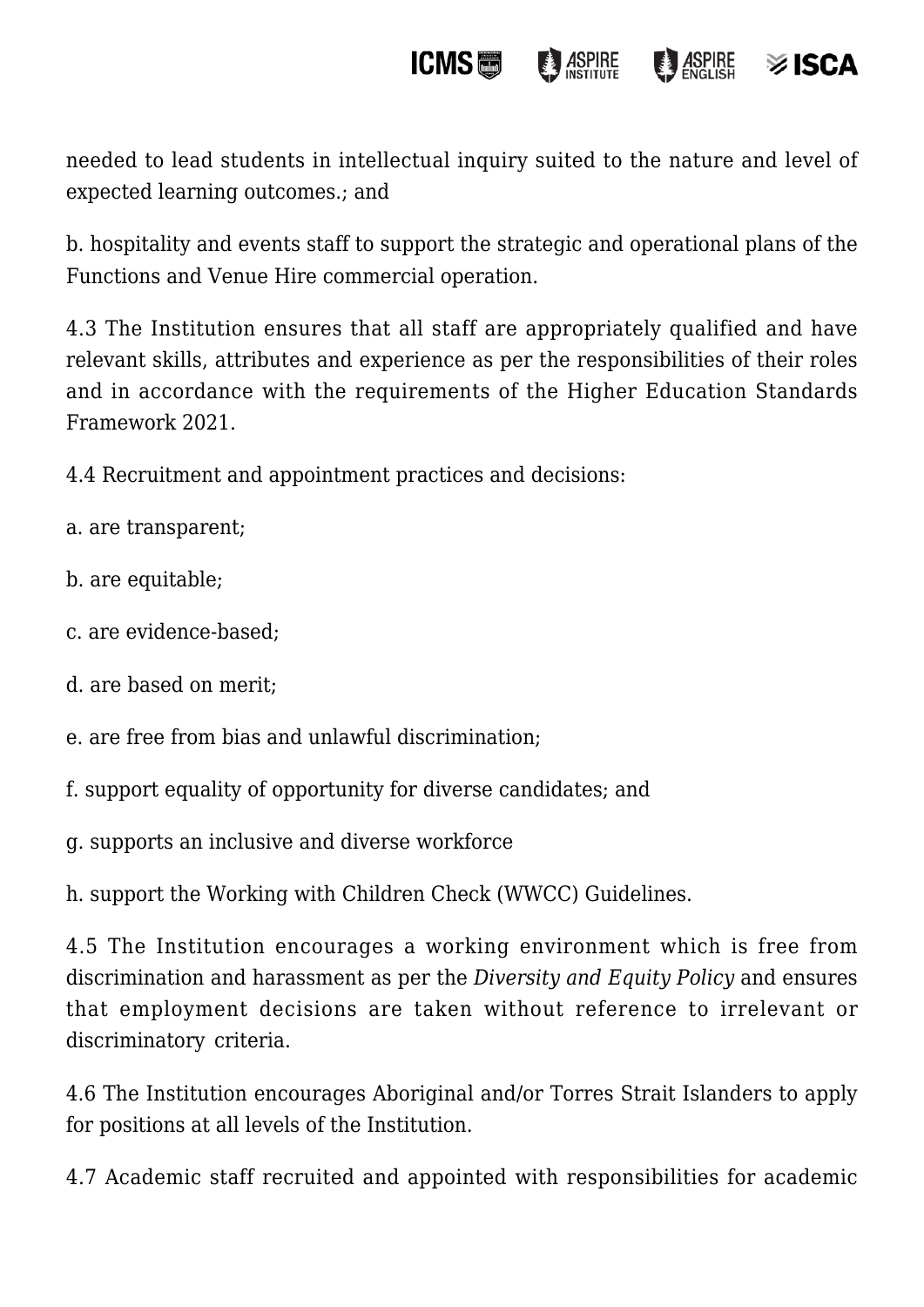needed to lead students in intellectual inquiry suited to the nature and level of expected learning outcomes.; and

b. hospitality and events staff to support the strategic and operational plans of the Functions and Venue Hire commercial operation.

4.3 The Institution ensures that all staff are appropriately qualified and have relevant skills, attributes and experience as per the responsibilities of their roles and in accordance with the requirements of the Higher Education Standards Framework 2021.

4.4 Recruitment and appointment practices and decisions:

a. are transparent;

b. are equitable;

c. are evidence-based;

d. are based on merit;

e. are free from bias and unlawful discrimination;

f. support equality of opportunity for diverse candidates; and

g. supports an inclusive and diverse workforce

h. support the Working with Children Check (WWCC) Guidelines.

4.5 The Institution encourages a working environment which is free from discrimination and harassment as per the *Diversity and Equity Policy* and ensures that employment decisions are taken without reference to irrelevant or discriminatory criteria.

4.6 The Institution encourages Aboriginal and/or Torres Strait Islanders to apply for positions at all levels of the Institution.

4.7 Academic staff recruited and appointed with responsibilities for academic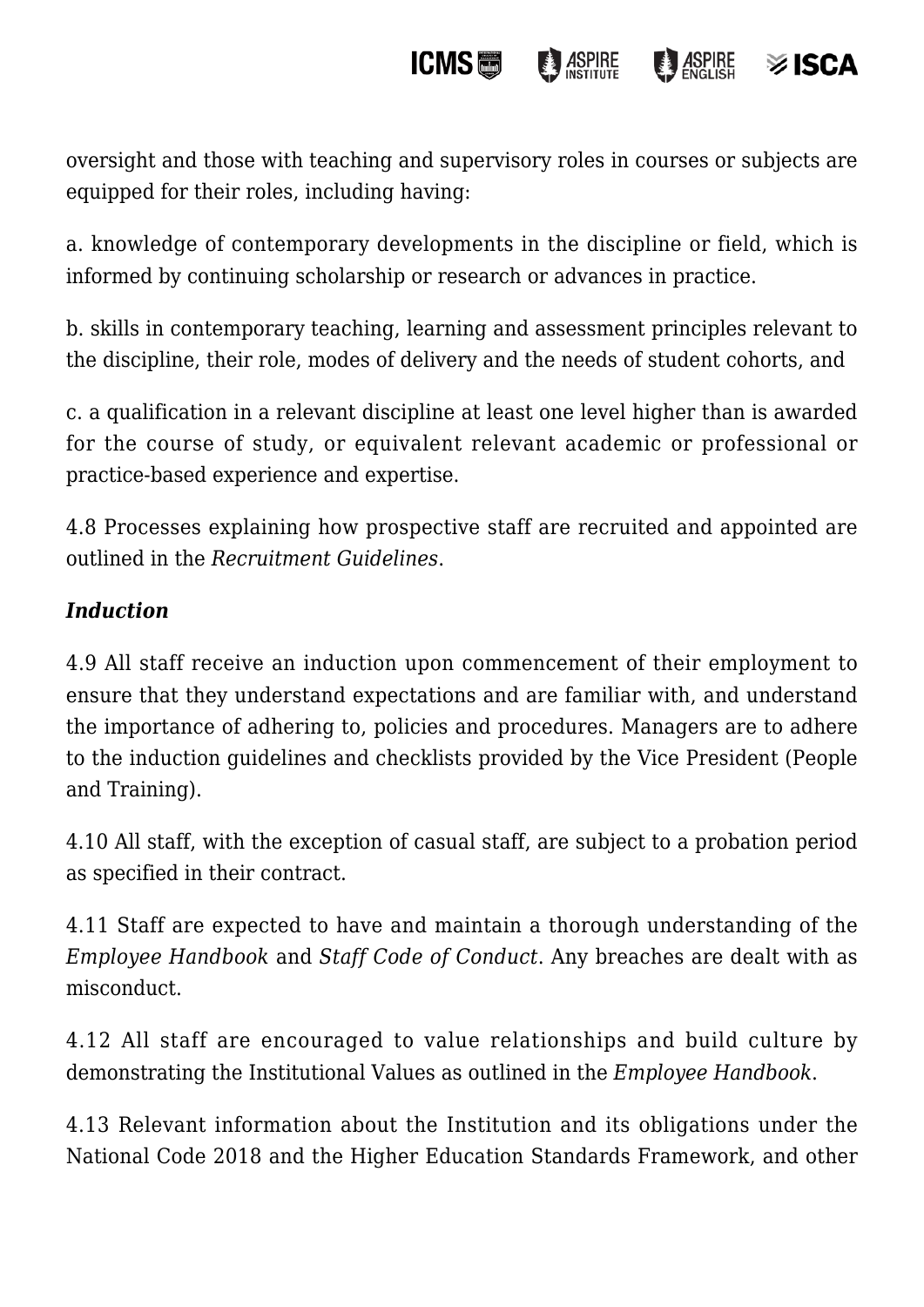oversight and those with teaching and supervisory roles in courses or subjects are equipped for their roles, including having:

a. knowledge of contemporary developments in the discipline or field, which is informed by continuing scholarship or research or advances in practice.

b. skills in contemporary teaching, learning and assessment principles relevant to the discipline, their role, modes of delivery and the needs of student cohorts, and

c. a qualification in a relevant discipline at least one level higher than is awarded for the course of study, or equivalent relevant academic or professional or practice-based experience and expertise.

4.8 Processes explaining how prospective staff are recruited and appointed are outlined in the *Recruitment Guidelines*.

***Induction***

4.9 All staff receive an induction upon commencement of their employment to ensure that they understand expectations and are familiar with, and understand the importance of adhering to, policies and procedures. Managers are to adhere to the induction guidelines and checklists provided by the Vice President (People and Training).

4.10 All staff, with the exception of casual staff, are subject to a probation period as specified in their contract.

4.11 Staff are expected to have and maintain a thorough understanding of the *Employee Handbook* and *Staff Code of Conduct*. Any breaches are dealt with as misconduct.

4.12 All staff are encouraged to value relationships and build culture by demonstrating the Institutional Values as outlined in the *Employee Handbook*.

4.13 Relevant information about the Institution and its obligations under the National Code 2018 and the Higher Education Standards Framework, and other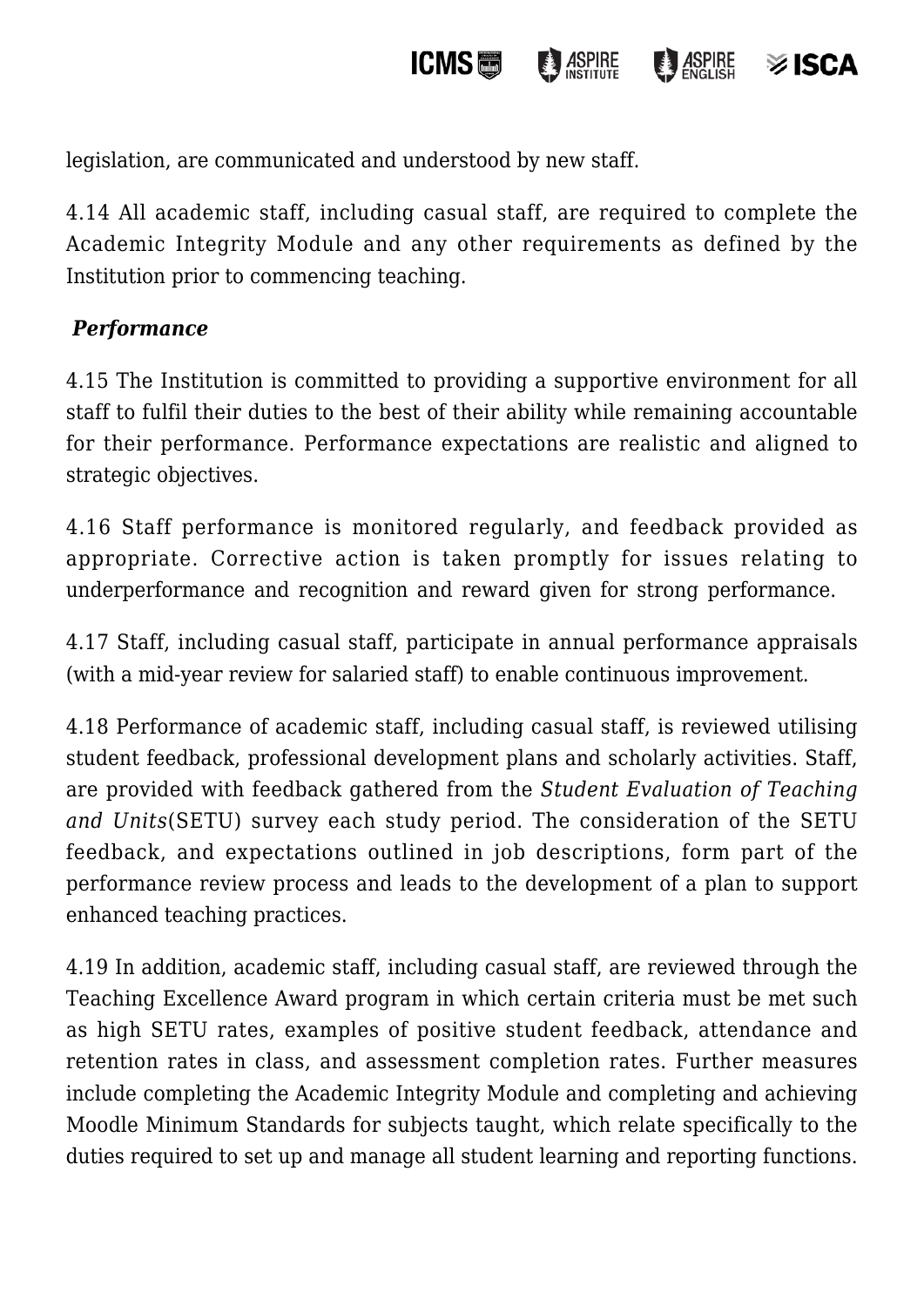legislation, are communicated and understood by new staff.

4.14 All academic staff, including casual staff, are required to complete the Academic Integrity Module and any other requirements as defined by the Institution prior to commencing teaching.

***Performance***

4.15 The Institution is committed to providing a supportive environment for all staff to fulfil their duties to the best of their ability while remaining accountable for their performance. Performance expectations are realistic and aligned to strategic objectives.

4.16 Staff performance is monitored regularly, and feedback provided as appropriate. Corrective action is taken promptly for issues relating to underperformance and recognition and reward given for strong performance.

4.17 Staff, including casual staff, participate in annual performance appraisals (with a mid-year review for salaried staff) to enable continuous improvement.

4.18 Performance of academic staff, including casual staff, is reviewed utilising student feedback, professional development plans and scholarly activities. Staff, are provided with feedback gathered from the *Student Evaluation of Teaching and Units*(SETU) survey each study period. The consideration of the SETU feedback, and expectations outlined in job descriptions, form part of the performance review process and leads to the development of a plan to support enhanced teaching practices.

4.19 In addition, academic staff, including casual staff, are reviewed through the Teaching Excellence Award program in which certain criteria must be met such as high SETU rates, examples of positive student feedback, attendance and retention rates in class, and assessment completion rates. Further measures include completing the Academic Integrity Module and completing and achieving Moodle Minimum Standards for subjects taught, which relate specifically to the duties required to set up and manage all student learning and reporting functions.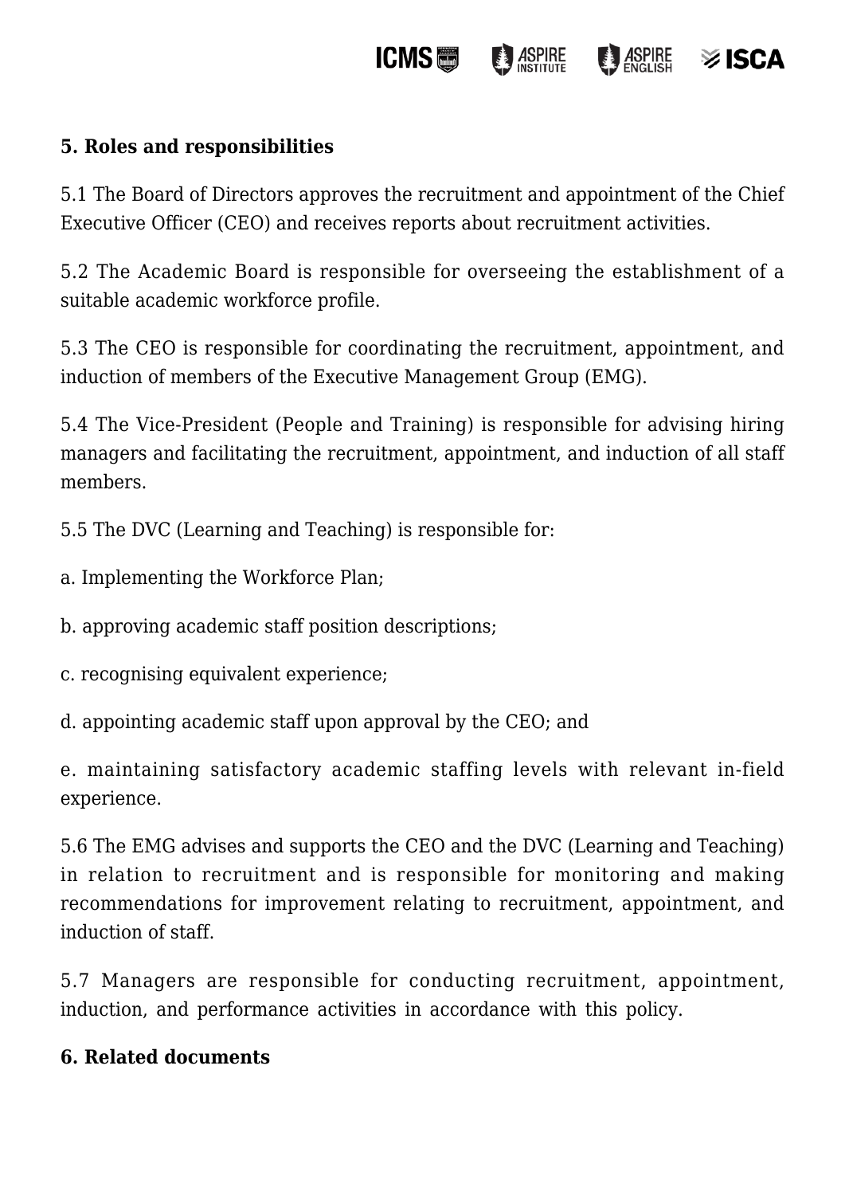## 5. Roles and responsibilities

5.1 The Board of Directors approves the recruitment and appointment of the Chief Executive Officer (CEO) and receives reports about recruitment activities.

5.2 The Academic Board is responsible for overseeing the establishment of a suitable academic workforce profile.

5.3 The CEO is responsible for coordinating the recruitment, appointment, and induction of members of the Executive Management Group (EMG).

5.4 The Vice-President (People and Training) is responsible for advising hiring managers and facilitating the recruitment, appointment, and induction of all staff members.

5.5 The DVC (Learning and Teaching) is responsible for:

a. Implementing the Workforce Plan;

b. approving academic staff position descriptions;

c. recognising equivalent experience;

d. appointing academic staff upon approval by the CEO; and

e. maintaining satisfactory academic staffing levels with relevant in-field experience.

5.6 The EMG advises and supports the CEO and the DVC (Learning and Teaching) in relation to recruitment and is responsible for monitoring and making recommendations for improvement relating to recruitment, appointment, and induction of staff.

5.7 Managers are responsible for conducting recruitment, appointment, induction, and performance activities in accordance with this policy.

## 6. Related documents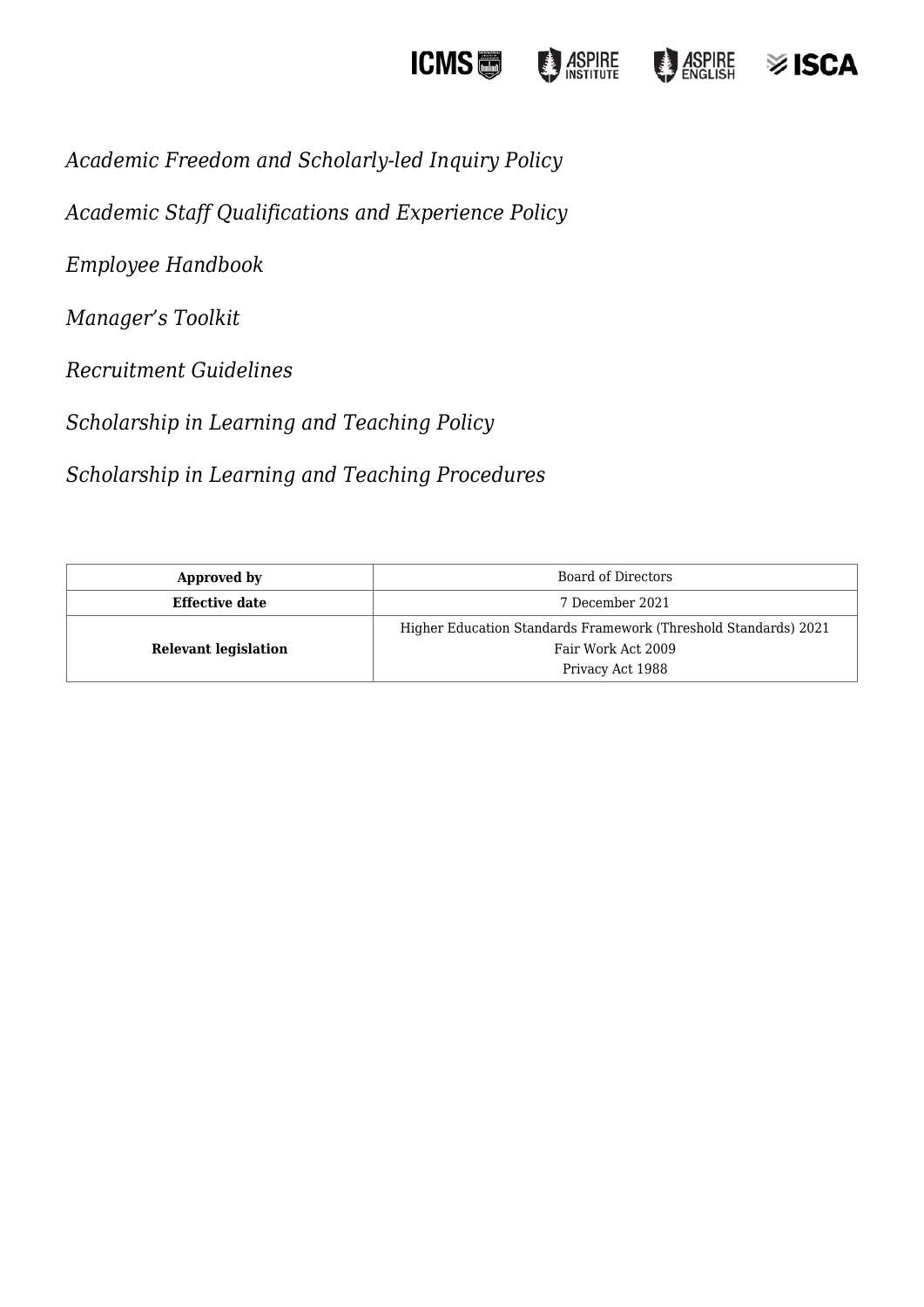*Academic Freedom and Scholarly-led Inquiry Policy*

*Academic Staff Qualifications and Experience Policy*

*Employee Handbook*

*Manager's Toolkit*

*Recruitment Guidelines*

*Scholarship in Learning and Teaching Policy*

*Scholarship in Learning and Teaching Procedures*

| | |
|---|---|
| **Approved by** | Board of Directors |
| **Effective date** | 7 December 2021 |
| **Relevant legislation** | Higher Education Standards Framework (Threshold Standards) 2021<br>Fair Work Act 2009<br>Privacy Act 1988 |